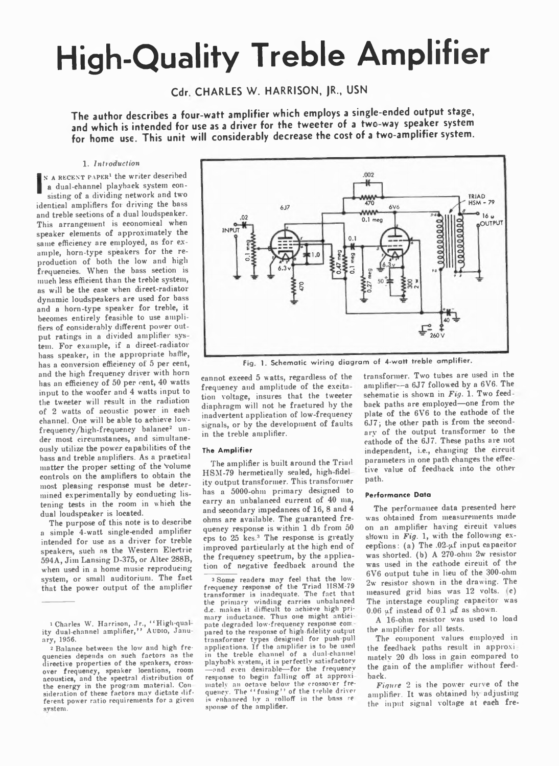# High-Quality Treble Amplifier

**Cdr. CHARLES W. HARRISON, JR., USN**

**The author describes a four-watt amplifier which employs a single-ended output stage, and which is intended for use as a driver for the tweeter of a two-way speaker system for home use. This unit will considerably decrease the cost of a two-amplifier system.**

### 1. *Introduction*

IN A RECENT PAPER[1] the writer described a dual-channel playback system consisting of a dividing network and two identical amplifiers for driving the bass and treble sections of a dual loudspeaker. This arrangement is economical when speaker elements of approximately the same efficiency are employed, as for example, horn-type speakers for the reproduction of both the low and high frequencies. When the bass section is much less efficient than the treble system, as will be the case when direct-radiator dynamic loudspeakers are used for bass and a horn-type speaker for treble, it becomes entirely feasible to use amplifiers of considerably different power output ratings in a divided amplifier system. For example, if a direct-radiator bass speaker, in the appropriate baffle, has a conversion efficiency of 5 per cent, and the high frequency driver with horn has an efficiency of 50 per cent, 40 watts input to the woofer and 4 watts input to the tweeter will result in the radiation of 2 watts of acoustic power in each channel. One will be able to achieve low-frequency/high-frequency balance[2] under most circumstances, and simultaneously utilize the power capabilities of the bass and treble amplifiers. As a practical matter the proper setting of the volume controls on the amplifiers to obtain the most pleasing response must be determined experimentally by conducting listening tests in the room in which the dual loudspeaker is located.

The purpose of this note is to describe a simple 4-watt single-ended amplifier intended for use as a driver for treble speakers, such as the Western Electric 594A, Jim Lansing D-375, or Altec 288B, when used in a home music reproducing system, or small auditorium. The fact that the power output of the amplifier cannot exceed 5 watts, regardless of the frequency and amplitude of the excitation voltage, insures that the tweeter diaphragm will not be fractured by the inadvertent application of low-frequency signals, or by the development of faults in the treble amplifier.

Fig. 1. Schematic wiring diagram of 4-watt treble amplifier.

### The Amplifier

The amplifier is built around the Triad HSM-79 hermetically sealed, high-fidelity output transformer. This transformer has a 5000-ohm primary designed to carry an unbalanced current of 40 ma, and secondary impedances of 16, 8 and 4 ohms are available. The guaranteed frequency response is within 1 db from 50 cps to 25 kcs.[3] The response is greatly improved particularly at the high end of the frequency spectrum, by the application of negative feedback around the transformer. Two tubes are used in the amplifier—a 6J7 followed by a 6V6. The schematic is shown in *Fig.* 1. Two feedback paths are employed—one from the plate of the 6V6 to the cathode of the 6J7; the other path is from the secondary of the output transformer to the cathode of the 6J7. These paths are not independent, i.e., changing the circuit parameters in one path changes the effective value of feedback into the other path.

### Performance Data

The performance data presented here was obtained from measurements made on an amplifier having circuit values shown in *Fig.* 1, with the following exceptions: (a) The .02-μf input capacitor was shorted. (b) A 270-ohm 2w resistor was used in the cathode circuit of the 6V6 output tube in lieu of the 300-ohm 2w resistor shown in the drawing. The measured grid bias was 12 volts. (c) The interstage coupling capacitor was 0.06 μf instead of 0.1 μf as shown.

A 16-ohm resistor was used to load the amplifier for all tests.

The component values employed in the feedback paths result in approximately 20 db loss in gain compared to the gain of the amplifier without feedback.

*Figure* 2 is the power curve of the amplifier. It was obtained by adjusting the input signal voltage at each fre-

---

[1] Charles W. Harrison, Jr., "High-quality dual-channel amplifier," AUDIO, January, 1956.

[2] Balance between the low and high frequencies depends on such factors as the directive properties of the speakers, crossover frequency, speaker locations, room acoustics, and the spectral distribution of the energy in the program material. Consideration of these factors may dictate different power ratio requirements for a given system.

[3] Some readers may feel that the low-frequency response of the Triad HSM-79 transformer is inadequate. The fact that the primary winding carries unbalanced d.c. makes it difficult to achieve high primary inductance. Thus one might anticipate degraded low-frequency response compared to the response of high-fidelity output transformer types designed for push-pull applications. If the amplifier is to be used in the treble channel of a dual-channel playback system, it is perfectly satisfactory—and even desirable—for the frequency response to begin falling off at approximately an octave below the crossover frequency. The "fusing" of the treble driver is enhanced by a rolloff in the bass response of the amplifier.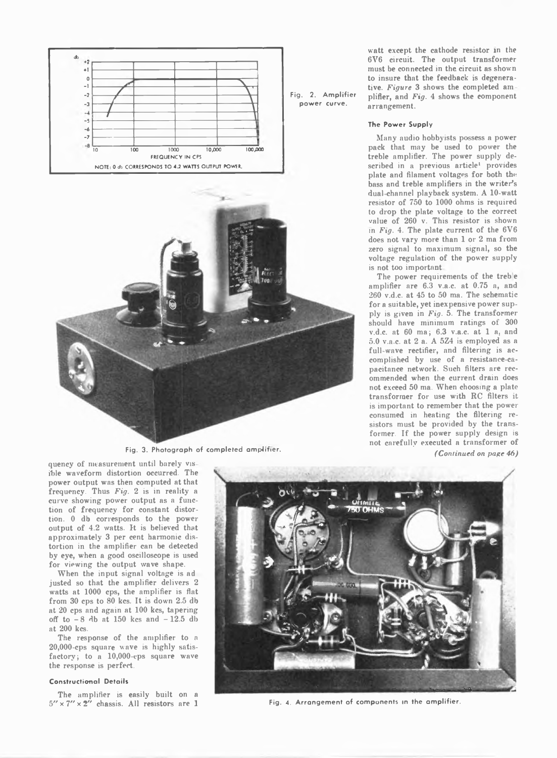Fig. 2. Amplifier power curve.

NOTE: 0 db CORRESPONDS TO 4.2 WATTS OUTPUT POWER.

Fig. 3. Photograph of completed amplifier.

quency of measurement until barely visible waveform distortion occurred. The power output was then computed at that frequency. Thus *Fig.* 2 is in reality a curve showing power output as a function of frequency for constant distortion. 0 db corresponds to the power output of 4.2 watts. It is believed that approximately 3 per cent harmonic distortion in the amplifier can be detected by eye, when a good oscilloscope is used for viewing the output wave shape.

When the input signal voltage is adjusted so that the amplifier delivers 2 watts at 1000 cps, the amplifier is flat from 30 cps to 80 kcs. It is down 2.5 db at 20 cps and again at 100 kcs, tapering off to −8 db at 150 kcs and −12.5 db at 200 kcs.

The response of the amplifier to a 20,000-cps square wave is highly satisfactory; to a 10,000-cps square wave the response is perfect.

#### Constructional Details

The amplifier is easily built on a 5" × 7" × 2" chassis. All resistors are 1 watt except the cathode resistor in the 6V6 circuit. The output transformer must be connected in the circuit as shown to insure that the feedback is degenerative. *Figure* 3 shows the completed amplifier, and *Fig.* 4 shows the component arrangement.

#### The Power Supply

Many audio hobbyists possess a power pack that may be used to power the treble amplifier. The power supply described in a previous article[1] provides plate and filament voltages for both the bass and treble amplifiers in the writer's dual-channel playback system. A 10-watt resistor of 750 to 1000 ohms is required to drop the plate voltage to the correct value of 260 v. This resistor is shown in *Fig.* 4. The plate current of the 6V6 does not vary more than 1 or 2 ma from zero signal to maximum signal, so the voltage regulation of the power supply is not too important.

The power requirements of the treble amplifier are 6.3 v.a.c. at 0.75 a, and 260 v.d.c. at 45 to 50 ma. The schematic for a suitable, yet inexpensive power supply is given in *Fig.* 5. The transformer should have minimum ratings of 300 v.d.c. at 60 ma; 6.3 v.a.c. at 1 a, and 5.0 v.a.c. at 2 a. A 5Z4 is employed as a full-wave rectifier, and filtering is accomplished by use of a resistance-capacitance network. Such filters are recommended when the current drain does not exceed 50 ma. When choosing a plate transformer for use with RC filters it is important to remember that the power consumed in heating the filtering resistors must be provided by the transformer. If the power supply design is not carefully executed a transformer of

*(Continued on page 46)*

Fig. 4. Arrangement of components in the amplifier.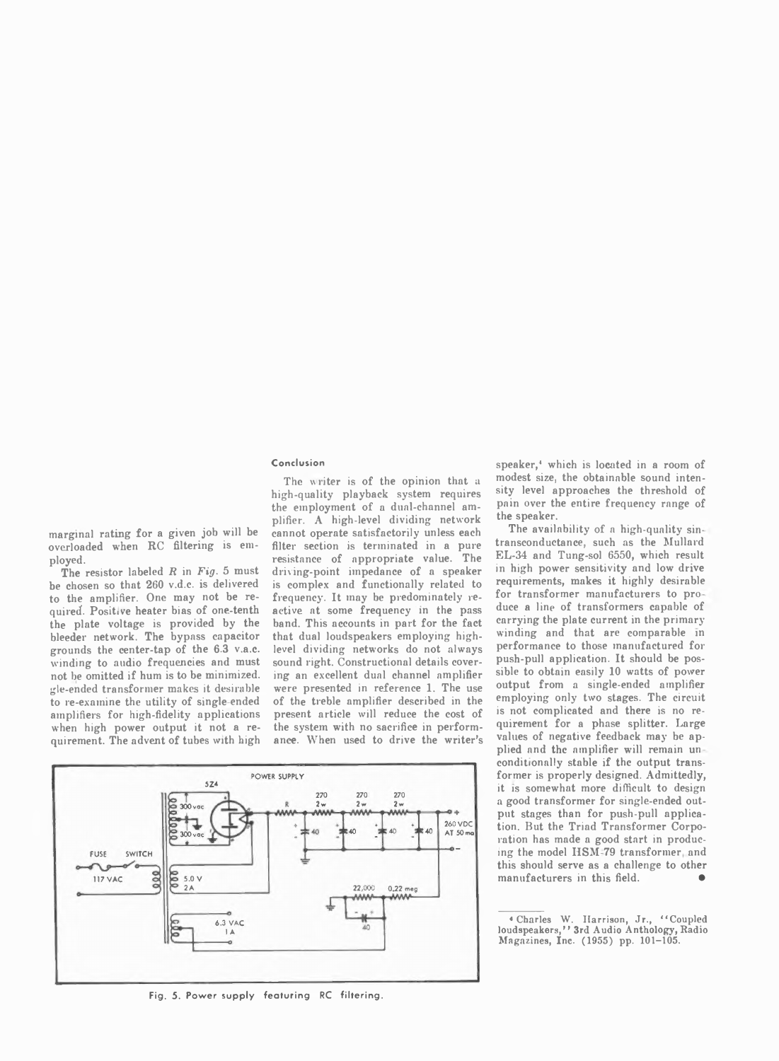marginal rating for a given job will be overloaded when RC filtering is employed.

The resistor labeled *R* in *Fig.* 5 must be chosen so that 260 v.d.c. is delivered to the amplifier. One may not be required. Positive heater bias of one-tenth the plate voltage is provided by the bleeder network. The bypass capacitor grounds the center-tap of the 6.3 v.a.c. winding to audio frequencies and must not be omitted if hum is to be minimized. gle-ended transformer makes it desirable to re-examine the utility of single-ended amplifiers for high-fidelity applications when high power output it not a requirement. The advent of tubes with high

### Conclusion

The writer is of the opinion that a high-quality playback system requires the employment of a dual-channel amplifier. A high-level dividing network cannot operate satisfactorily unless each filter section is terminated in a pure resistance of appropriate value. The driving-point impedance of a speaker is complex and functionally related to frequency. It may be predominately reactive at some frequency in the pass band. This accounts in part for the fact that dual loudspeakers employing high-level dividing networks do not always sound right. Constructional details covering an excellent dual channel amplifier were presented in reference 1. The use of the treble amplifier described in the present article will reduce the cost of the system with no sacrifice in performance. When used to drive the writer's speaker,[4] which is located in a room of modest size, the obtainable sound intensity level approaches the threshold of pain over the entire frequency range of the speaker.

The availability of a high-quality sin- transconductance, such as the Mullard EL-34 and Tung-sol 6550, which result in high power sensitivity and low drive requirements, makes it highly desirable for transformer manufacturers to produce a line of transformers capable of carrying the plate current in the primary winding and that are comparable in performance to those manufactured for push-pull application. It should be possible to obtain easily 10 watts of power output from a single-ended amplifier employing only two stages. The circuit is not complicated and there is no requirement for a phase splitter. Large values of negative feedback may be applied and the amplifier will remain unconditionally stable if the output transformer is properly designed. Admittedly, it is somewhat more difficult to design a good transformer for single-ended output stages than for push-pull application. But the Triad Transformer Corporation has made a good start in producing the model HSM-79 transformer, and this should serve as a challenge to other manufacturers in this field.

POWER SUPPLY
5Z4
300 vac
300 vac
R
270 2w
270 2w
270 2w
40
40
40
40
260 VDC AT 50 ma
FUSE
SWITCH
117 VAC
5.0 V 2A
22,000
0.22 meg
40
6.3 VAC 1A

Fig. 5. Power supply featuring RC filtering.

[4] Charles W. Harrison, Jr., "Coupled loudspeakers," 3rd Audio Anthology, Radio Magazines, Inc. (1955) pp. 101–105.